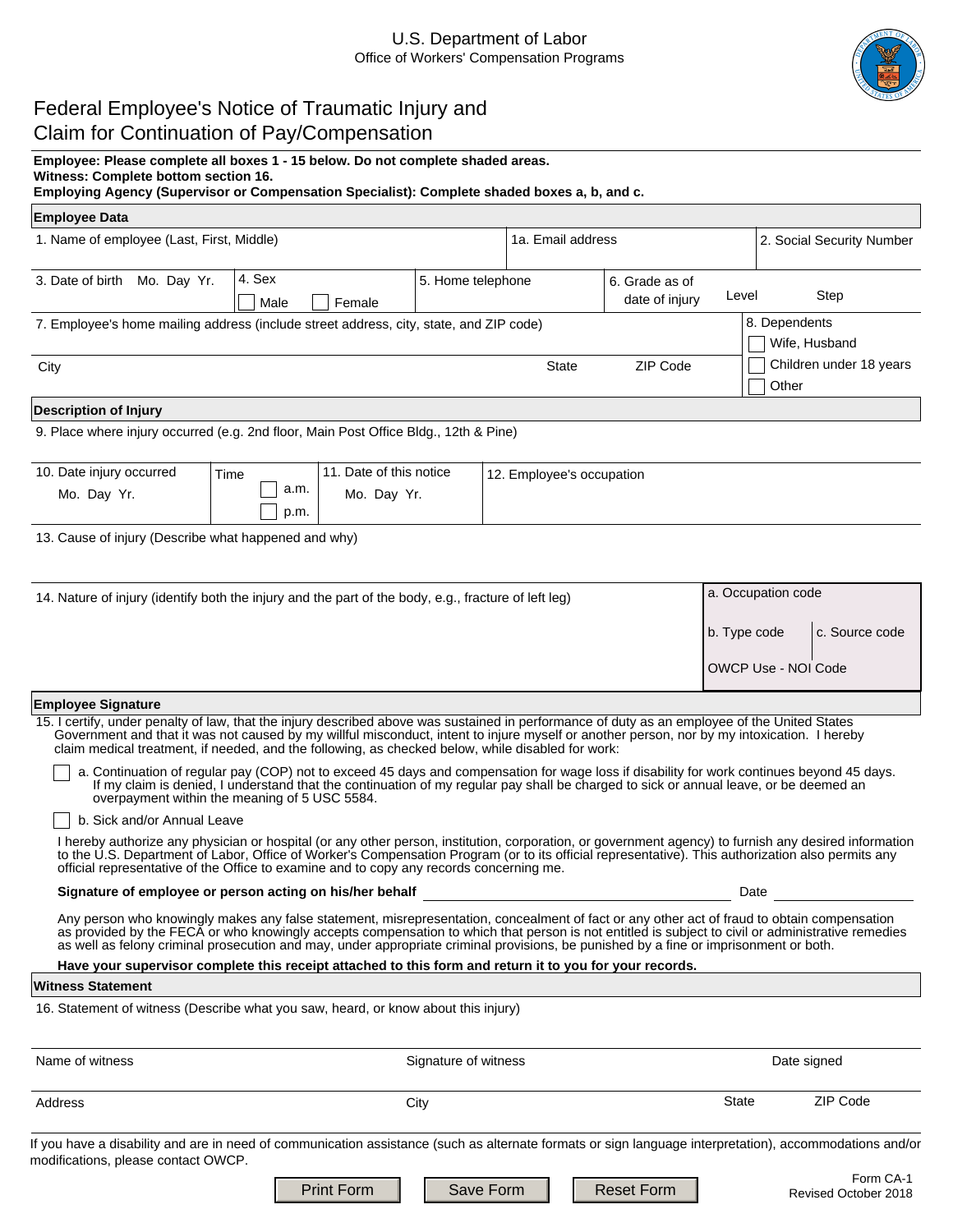U.S. Department of Labor
Office of Workers' Compensation Programs

# Federal Employee's Notice of Traumatic Injury and Claim for Continuation of Pay/Compensation

**Employee: Please complete all boxes 1 - 15 below. Do not complete shaded areas.**
**Witness: Complete bottom section 16.**
**Employing Agency (Supervisor or Compensation Specialist): Complete shaded boxes a, b, and c.**

## Employee Data

| 1. Name of employee (Last, First, Middle) | 1a. Email address | 2. Social Security Number |
|---|---|---|
| | | |

| 3. Date of birth Mo. Day Yr. | 4. Sex ☐ Male ☐ Female | 5. Home telephone | 6. Grade as of date of injury Level Step |
|---|---|---|---|
| | | | |

7. Employee's home mailing address (include street address, city, state, and ZIP code)

City | State | ZIP Code

8. Dependents
- ☐ Wife, Husband
- ☐ Children under 18 years
- ☐ Other

## Description of Injury

9. Place where injury occurred (e.g. 2nd floor, Main Post Office Bldg., 12th & Pine)

| 10. Date injury occurred Mo. Day Yr. | Time ☐ a.m. ☐ p.m. | 11. Date of this notice Mo. Day Yr. | 12. Employee's occupation |
|---|---|---|---|
| | | | |

13. Cause of injury (Describe what happened and why)

14. Nature of injury (identify both the injury and the part of the body, e.g., fracture of left leg)

| a. Occupation code | |
|---|---|
| b. Type code | c. Source code |
| OWCP Use - NOI Code | |

## Employee Signature

15. I certify, under penalty of law, that the injury described above was sustained in performance of duty as an employee of the United States Government and that it was not caused by my willful misconduct, intent to injure myself or another person, nor by my intoxication. I hereby claim medical treatment, if needed, and the following, as checked below, while disabled for work:

☐ a. Continuation of regular pay (COP) not to exceed 45 days and compensation for wage loss if disability for work continues beyond 45 days. If my claim is denied, I understand that the continuation of my regular pay shall be charged to sick or annual leave, or be deemed an overpayment within the meaning of 5 USC 5584.

☐ b. Sick and/or Annual Leave

I hereby authorize any physician or hospital (or any other person, institution, corporation, or government agency) to furnish any desired information to the U.S. Department of Labor, Office of Worker's Compensation Program (or to its official representative). This authorization also permits any official representative of the Office to examine and to copy any records concerning me.

**Signature of employee or person acting on his/her behalf** ____________________ Date ____________

Any person who knowingly makes any false statement, misrepresentation, concealment of fact or any other act of fraud to obtain compensation as provided by the FECA or who knowingly accepts compensation to which that person is not entitled is subject to civil or administrative remedies as well as felony criminal prosecution and may, under appropriate criminal provisions, be punished by a fine or imprisonment or both.

**Have your supervisor complete this receipt attached to this form and return it to you for your records.**

## Witness Statement

16. Statement of witness (Describe what you saw, heard, or know about this injury)

| Name of witness | Signature of witness | | Date signed |
|---|---|---|---|
| Address | City | State | ZIP Code |

If you have a disability and are in need of communication assistance (such as alternate formats or sign language interpretation), accommodations and/or modifications, please contact OWCP.

Print Form | Save Form | Reset Form

Form CA-1
Revised October 2018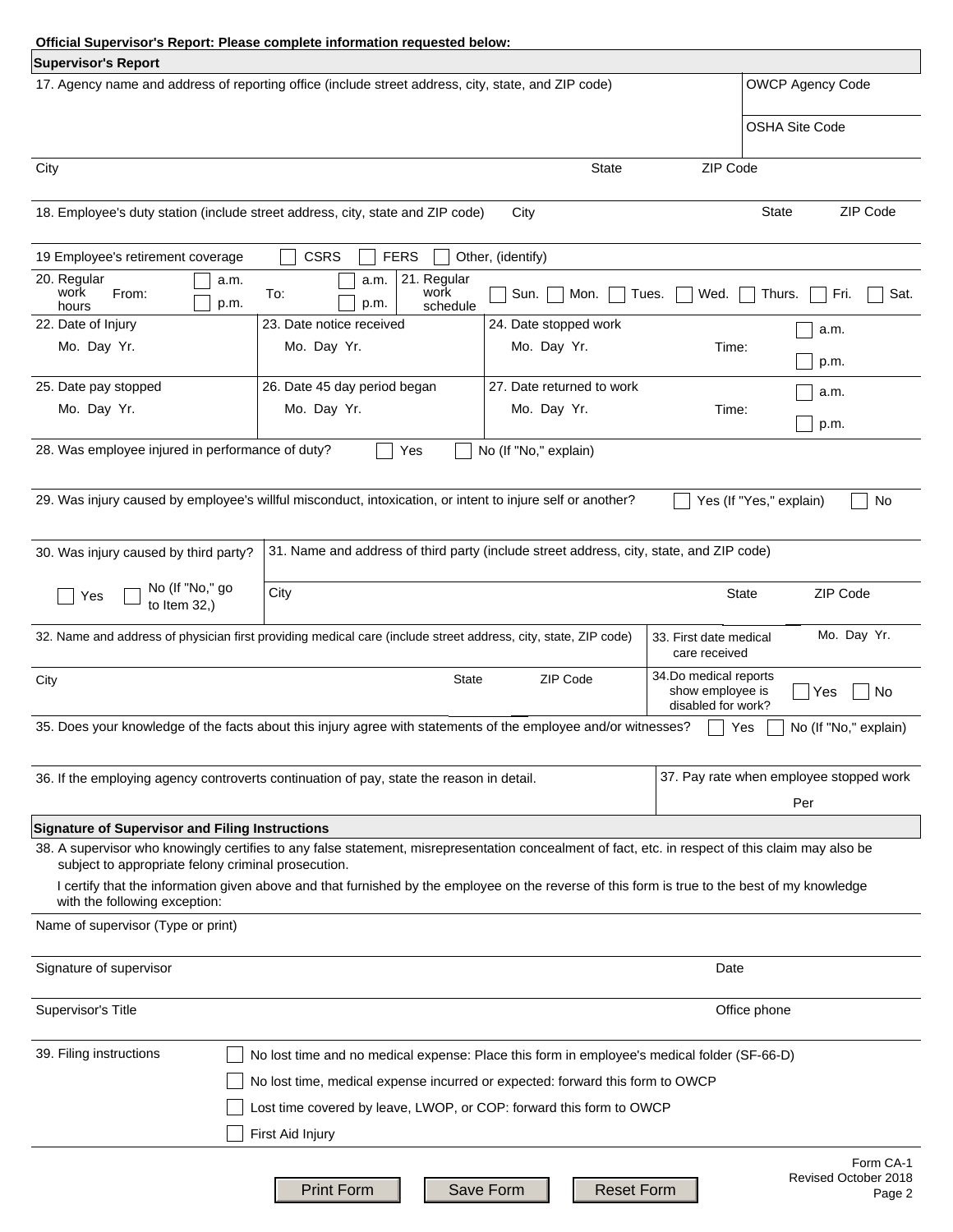**Official Supervisor's Report: Please complete information requested below:**

## Supervisor's Report

17. Agency name and address of reporting office (include street address, city, state, and ZIP code)

OWCP Agency Code

OSHA Site Code

City | State | ZIP Code

18. Employee's duty station (include street address, city, state and ZIP code) | City | State | ZIP Code

19 Employee's retirement coverage ☐ CSRS ☐ FERS ☐ Other, (identify)

20. Regular work hours From: ☐ a.m. ☐ p.m. To: ☐ a.m. ☐ p.m.

21. Regular work schedule ☐ Sun. ☐ Mon. ☐ Tues. ☐ Wed. ☐ Thurs. ☐ Fri. ☐ Sat.

| 22. Date of Injury | 23. Date notice received | 24. Date stopped work |
|---|---|---|
| Mo. Day Yr. | Mo. Day Yr. | Mo. Day Yr. Time: ☐ a.m. ☐ p.m. |

| 25. Date pay stopped | 26. Date 45 day period began | 27. Date returned to work |
|---|---|---|
| Mo. Day Yr. | Mo. Day Yr. | Mo. Day Yr. Time: ☐ a.m. ☐ p.m. |

28. Was employee injured in performance of duty? ☐ Yes ☐ No (If "No," explain)

29. Was injury caused by employee's willful misconduct, intoxication, or intent to injure self or another? ☐ Yes (If "Yes," explain) ☐ No

30. Was injury caused by third party? ☐ Yes ☐ No (If "No," go to Item 32,)

31. Name and address of third party (include street address, city, state, and ZIP code)

City | State | ZIP Code

32. Name and address of physician first providing medical care (include street address, city, state, ZIP code)

City | State | ZIP Code

33. First date medical care received Mo. Day Yr.

34. Do medical reports show employee is disabled for work? ☐ Yes ☐ No

35. Does your knowledge of the facts about this injury agree with statements of the employee and/or witnesses? ☐ Yes ☐ No (If "No," explain)

36. If the employing agency controverts continuation of pay, state the reason in detail.

37. Pay rate when employee stopped work

Per

## Signature of Supervisor and Filing Instructions

38. A supervisor who knowingly certifies to any false statement, misrepresentation concealment of fact, etc. in respect of this claim may also be subject to appropriate felony criminal prosecution.

I certify that the information given above and that furnished by the employee on the reverse of this form is true to the best of my knowledge with the following exception:

Name of supervisor (Type or print)

Signature of supervisor | Date

Supervisor's Title | Office phone

39. Filing instructions

- ☐ No lost time and no medical expense: Place this form in employee's medical folder (SF-66-D)
- ☐ No lost time, medical expense incurred or expected: forward this form to OWCP
- ☐ Lost time covered by leave, LWOP, or COP: forward this form to OWCP
- ☐ First Aid Injury

Print Form | Save Form | Reset Form

Form CA-1
Revised October 2018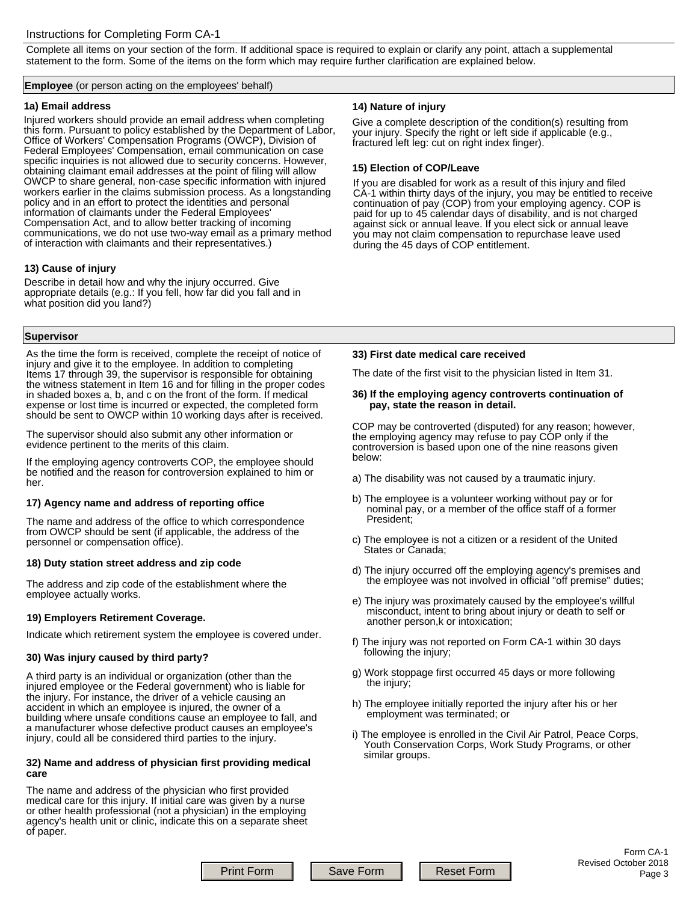# Instructions for Completing Form CA-1

Complete all items on your section of the form. If additional space is required to explain or clarify any point, attach a supplemental statement to the form. Some of the items on the form which may require further clarification are explained below.

## **Employee** (or person acting on the employees' behalf)

### 1a) Email address

Injured workers should provide an email address when completing this form. Pursuant to policy established by the Department of Labor, Office of Workers' Compensation Programs (OWCP), Division of Federal Employees' Compensation, email communication on case specific inquiries is not allowed due to security concerns. However, obtaining claimant email addresses at the point of filing will allow OWCP to share general, non-case specific information with injured workers earlier in the claims submission process. As a longstanding policy and in an effort to protect the identities and personal information of claimants under the Federal Employees' Compensation Act, and to allow better tracking of incoming communications, we do not use two-way email as a primary method of interaction with claimants and their representatives.)

### 13) Cause of injury

Describe in detail how and why the injury occurred. Give appropriate details (e.g.: If you fell, how far did you fall and in what position did you land?)

### 14) Nature of injury

Give a complete description of the condition(s) resulting from your injury. Specify the right or left side if applicable (e.g., fractured left leg: cut on right index finger).

### 15) Election of COP/Leave

If you are disabled for work as a result of this injury and filed CA-1 within thirty days of the injury, you may be entitled to receive continuation of pay (COP) from your employing agency. COP is paid for up to 45 calendar days of disability, and is not charged against sick or annual leave. If you elect sick or annual leave you may not claim compensation to repurchase leave used during the 45 days of COP entitlement.

## Supervisor

As the time the form is received, complete the receipt of notice of injury and give it to the employee. In addition to completing Items 17 through 39, the supervisor is responsible for obtaining the witness statement in Item 16 and for filling in the proper codes in shaded boxes a, b, and c on the front of the form. If medical expense or lost time is incurred or expected, the completed form should be sent to OWCP within 10 working days after is received.

The supervisor should also submit any other information or evidence pertinent to the merits of this claim.

If the employing agency controverts COP, the employee should be notified and the reason for controversion explained to him or her.

### 17) Agency name and address of reporting office

The name and address of the office to which correspondence from OWCP should be sent (if applicable, the address of the personnel or compensation office).

### 18) Duty station street address and zip code

The address and zip code of the establishment where the employee actually works.

### 19) Employers Retirement Coverage.

Indicate which retirement system the employee is covered under.

### 30) Was injury caused by third party?

A third party is an individual or organization (other than the injured employee or the Federal government) who is liable for the injury. For instance, the driver of a vehicle causing an accident in which an employee is injured, the owner of a building where unsafe conditions cause an employee to fall, and a manufacturer whose defective product causes an employee's injury, could all be considered third parties to the injury.

### 32) Name and address of physician first providing medical care

The name and address of the physician who first provided medical care for this injury. If initial care was given by a nurse or other health professional (not a physician) in the employing agency's health unit or clinic, indicate this on a separate sheet of paper.

### 33) First date medical care received

The date of the first visit to the physician listed in Item 31.

### 36) If the employing agency controverts continuation of pay, state the reason in detail.

COP may be controverted (disputed) for any reason; however, the employing agency may refuse to pay COP only if the controversion is based upon one of the nine reasons given below:

a) The disability was not caused by a traumatic injury.

b) The employee is a volunteer working without pay or for nominal pay, or a member of the office staff of a former President;

c) The employee is not a citizen or a resident of the United States or Canada;

d) The injury occurred off the employing agency's premises and the employee was not involved in official "off premise" duties;

e) The injury was proximately caused by the employee's willful misconduct, intent to bring about injury or death to self or another person,k or intoxication;

f) The injury was not reported on Form CA-1 within 30 days following the injury;

g) Work stoppage first occurred 45 days or more following the injury;

h) The employee initially reported the injury after his or her employment was terminated; or

i) The employee is enrolled in the Civil Air Patrol, Peace Corps, Youth Conservation Corps, Work Study Programs, or other similar groups.

Form CA-1
Revised October 2018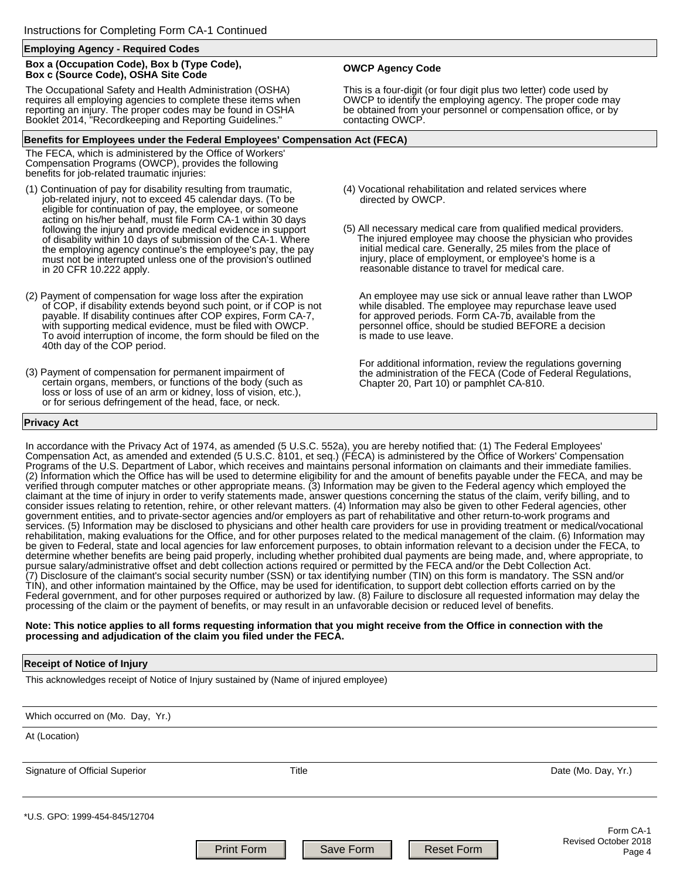Instructions for Completing Form CA-1 Continued

## Employing Agency - Required Codes

**Box a (Occupation Code), Box b (Type Code), Box c (Source Code), OSHA Site Code**

The Occupational Safety and Health Administration (OSHA) requires all employing agencies to complete these items when reporting an injury. The proper codes may be found in OSHA Booklet 2014, "Recordkeeping and Reporting Guidelines."

**OWCP Agency Code**

This is a four-digit (or four digit plus two letter) code used by OWCP to identify the employing agency. The proper code may be obtained from your personnel or compensation office, or by contacting OWCP.

## Benefits for Employees under the Federal Employees' Compensation Act (FECA)

The FECA, which is administered by the Office of Workers' Compensation Programs (OWCP), provides the following benefits for job-related traumatic injuries:

(1) Continuation of pay for disability resulting from traumatic, job-related injury, not to exceed 45 calendar days. (To be eligible for continuation of pay, the employee, or someone acting on his/her behalf, must file Form CA-1 within 30 days following the injury and provide medical evidence in support of disability within 10 days of submission of the CA-1. Where the employing agency continue's the employee's pay, the pay must not be interrupted unless one of the provision's outlined in 20 CFR 10.222 apply.

(2) Payment of compensation for wage loss after the expiration of COP, if disability extends beyond such point, or if COP is not payable. If disability continues after COP expires, Form CA-7, with supporting medical evidence, must be filed with OWCP. To avoid interruption of income, the form should be filed on the 40th day of the COP period.

(3) Payment of compensation for permanent impairment of certain organs, members, or functions of the body (such as loss or loss of use of an arm or kidney, loss of vision, etc.), or for serious defringement of the head, face, or neck.

(4) Vocational rehabilitation and related services where directed by OWCP.

(5) All necessary medical care from qualified medical providers. The injured employee may choose the physician who provides initial medical care. Generally, 25 miles from the place of injury, place of employment, or employee's home is a reasonable distance to travel for medical care.

An employee may use sick or annual leave rather than LWOP while disabled. The employee may repurchase leave used for approved periods. Form CA-7b, available from the personnel office, should be studied BEFORE a decision is made to use leave.

For additional information, review the regulations governing the administration of the FECA (Code of Federal Regulations, Chapter 20, Part 10) or pamphlet CA-810.

## Privacy Act

In accordance with the Privacy Act of 1974, as amended (5 U.S.C. 552a), you are hereby notified that: (1) The Federal Employees' Compensation Act, as amended and extended (5 U.S.C. 8101, et seq.) (FECA) is administered by the Office of Workers' Compensation Programs of the U.S. Department of Labor, which receives and maintains personal information on claimants and their immediate families. (2) Information which the Office has will be used to determine eligibility for and the amount of benefits payable under the FECA, and may be verified through computer matches or other appropriate means. (3) Information may be given to the Federal agency which employed the claimant at the time of injury in order to verify statements made, answer questions concerning the status of the claim, verify billing, and to consider issues relating to retention, rehire, or other relevant matters. (4) Information may also be given to other Federal agencies, other government entities, and to private-sector agencies and/or employers as part of rehabilitative and other return-to-work programs and services. (5) Information may be disclosed to physicians and other health care providers for use in providing treatment or medical/vocational rehabilitation, making evaluations for the Office, and for other purposes related to the medical management of the claim. (6) Information may be given to Federal, state and local agencies for law enforcement purposes, to obtain information relevant to a decision under the FECA, to determine whether benefits are being paid properly, including whether prohibited dual payments are being made, and, where appropriate, to pursue salary/administrative offset and debt collection actions required or permitted by the FECA and/or the Debt Collection Act. (7) Disclosure of the claimant's social security number (SSN) or tax identifying number (TIN) on this form is mandatory. The SSN and/or TIN), and other information maintained by the Office, may be used for identification, to support debt collection efforts carried on by the Federal government, and for other purposes required or authorized by law. (8) Failure to disclosure all requested information may delay the processing of the claim or the payment of benefits, or may result in an unfavorable decision or reduced level of benefits.

**Note: This notice applies to all forms requesting information that you might receive from the Office in connection with the processing and adjudication of the claim you filed under the FECA.**

## Receipt of Notice of Injury

This acknowledges receipt of Notice of Injury sustained by (Name of injured employee)

Which occurred on (Mo. Day, Yr.)

At (Location)

Signature of Official Superior | Title | Date (Mo. Day, Yr.)

*U.S. GPO: 1999-454-845/12704

Form CA-1
Revised October 2018